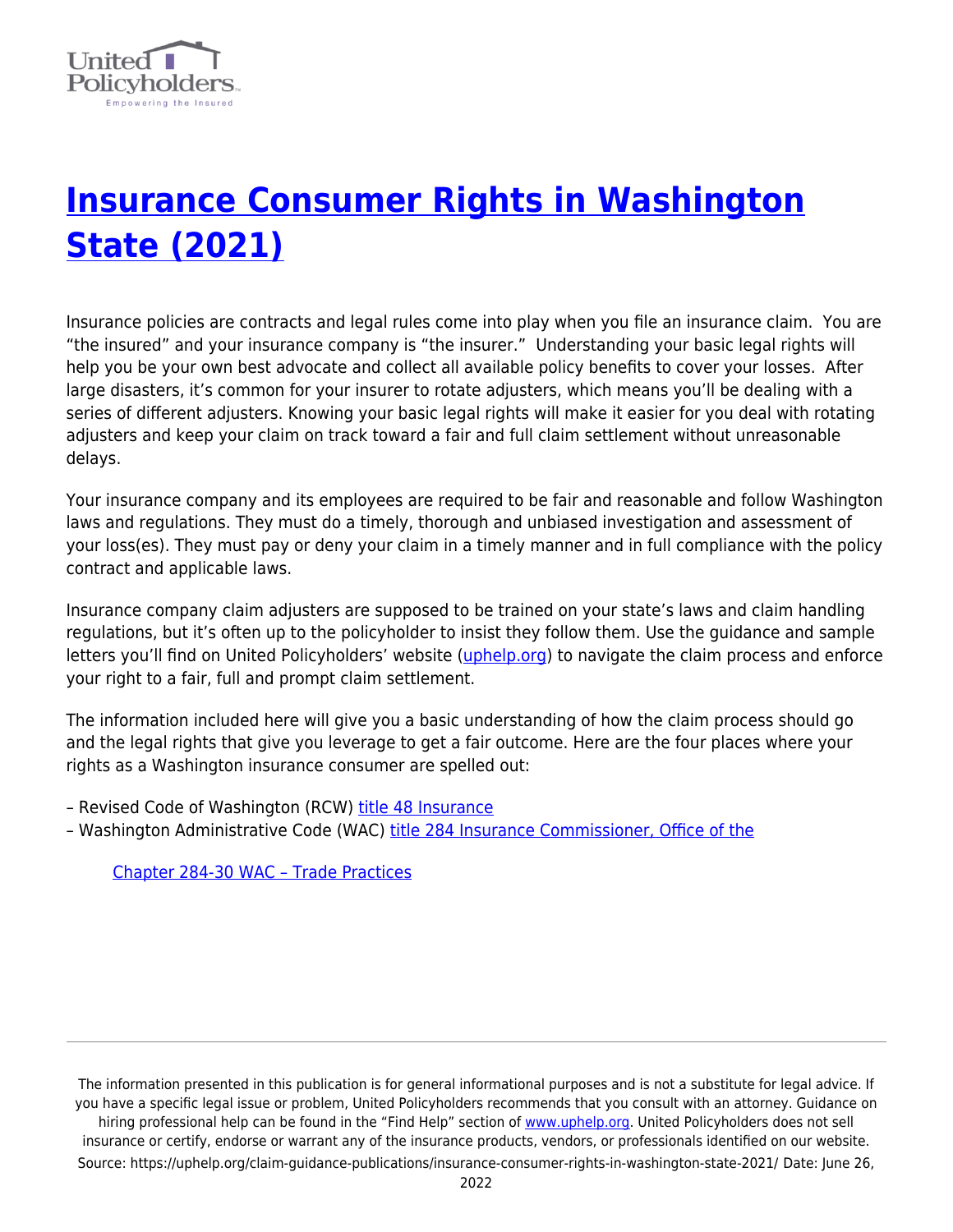# Insurance Consumer Rights in Washington State (2021)

Insurance policies are contracts and legal rules come into play when you file an insurance claim. You are "the insured" and your insurance company is "the insurer." Understanding your basic legal rights will help you be your own best advocate and collect all available policy benefits to cover your losses. After large disasters, it's common for your insurer to rotate adjusters, which means you'll be dealing with a series of different adjusters. Knowing your basic legal rights will make it easier for you deal with rotating adjusters and keep your claim on track toward a fair and full claim settlement without unreasonable delays.

Your insurance company and its employees are required to be fair and reasonable and follow Washington laws and regulations. They must do a timely, thorough and unbiased investigation and assessment of your loss(es). They must pay or deny your claim in a timely manner and in full compliance with the policy contract and applicable laws.

Insurance company claim adjusters are supposed to be trained on your state's laws and claim handling regulations, but it's often up to the policyholder to insist they follow them. Use the guidance and sample letters you'll find on United Policyholders' website (uphelp.org) to navigate the claim process and enforce your right to a fair, full and prompt claim settlement.

The information included here will give you a basic understanding of how the claim process should go and the legal rights that give you leverage to get a fair outcome. Here are the four places where your rights as a Washington insurance consumer are spelled out:

– Revised Code of Washington (RCW) title 48 Insurance
– Washington Administrative Code (WAC) title 284 Insurance Commissioner, Office of the

Chapter 284-30 WAC – Trade Practices

The information presented in this publication is for general informational purposes and is not a substitute for legal advice. If you have a specific legal issue or problem, United Policyholders recommends that you consult with an attorney. Guidance on hiring professional help can be found in the "Find Help" section of www.uphelp.org. United Policyholders does not sell insurance or certify, endorse or warrant any of the insurance products, vendors, or professionals identified on our website.
Source: https://uphelp.org/claim-guidance-publications/insurance-consumer-rights-in-washington-state-2021/ Date: June 26, 2022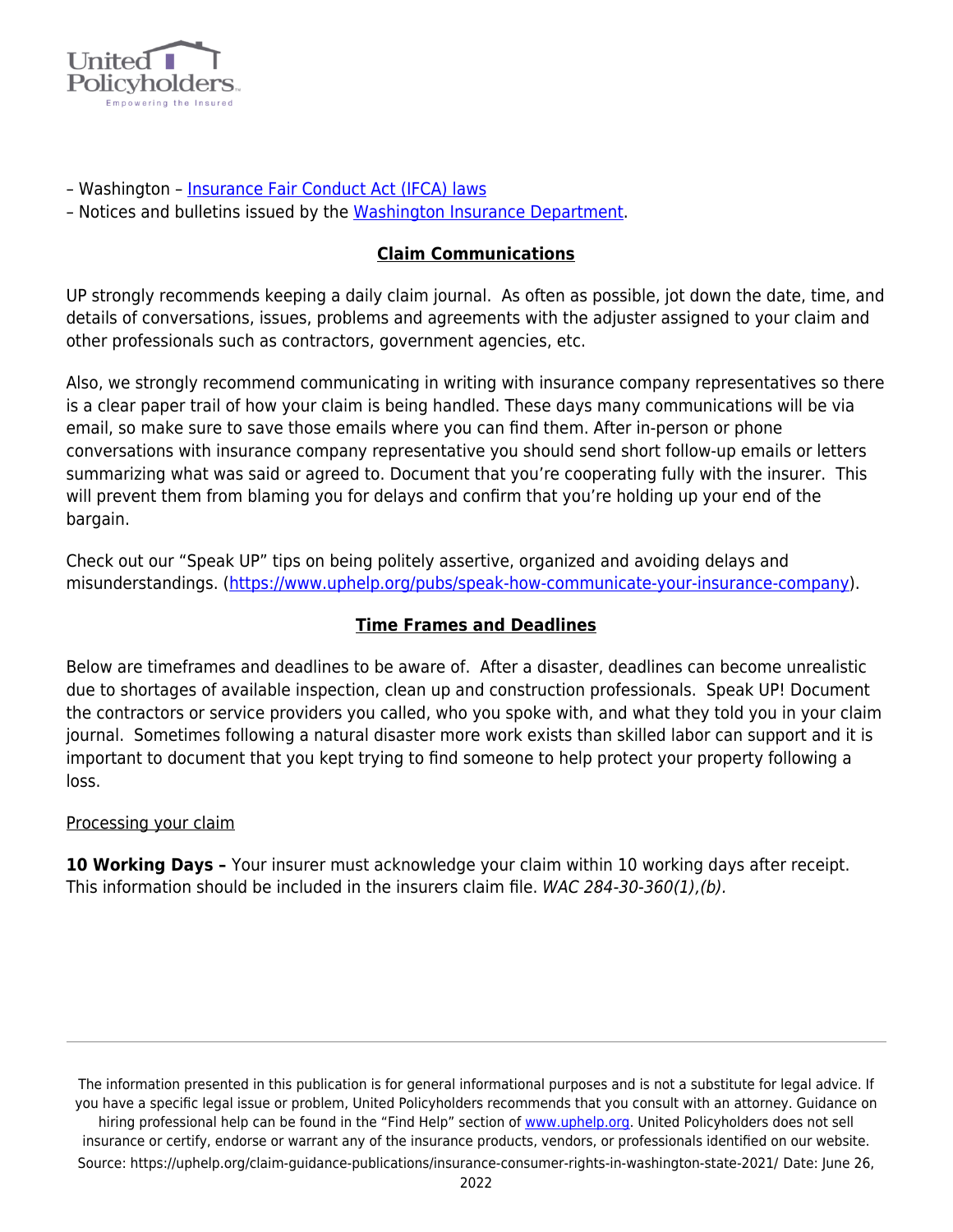– Washington – [Insurance Fair Conduct Act (IFCA) laws]
– Notices and bulletins issued by the [Washington Insurance Department].

## Claim Communications

UP strongly recommends keeping a daily claim journal. As often as possible, jot down the date, time, and details of conversations, issues, problems and agreements with the adjuster assigned to your claim and other professionals such as contractors, government agencies, etc.

Also, we strongly recommend communicating in writing with insurance company representatives so there is a clear paper trail of how your claim is being handled. These days many communications will be via email, so make sure to save those emails where you can find them. After in-person or phone conversations with insurance company representative you should send short follow-up emails or letters summarizing what was said or agreed to. Document that you're cooperating fully with the insurer. This will prevent them from blaming you for delays and confirm that you're holding up your end of the bargain.

Check out our "Speak UP" tips on being politely assertive, organized and avoiding delays and misunderstandings. (https://www.uphelp.org/pubs/speak-how-communicate-your-insurance-company).

## Time Frames and Deadlines

Below are timeframes and deadlines to be aware of. After a disaster, deadlines can become unrealistic due to shortages of available inspection, clean up and construction professionals. Speak UP! Document the contractors or service providers you called, who you spoke with, and what they told you in your claim journal. Sometimes following a natural disaster more work exists than skilled labor can support and it is important to document that you kept trying to find someone to help protect your property following a loss.

### Processing your claim

**10 Working Days –** Your insurer must acknowledge your claim within 10 working days after receipt. This information should be included in the insurers claim file. *WAC 284-30-360(1),(b).*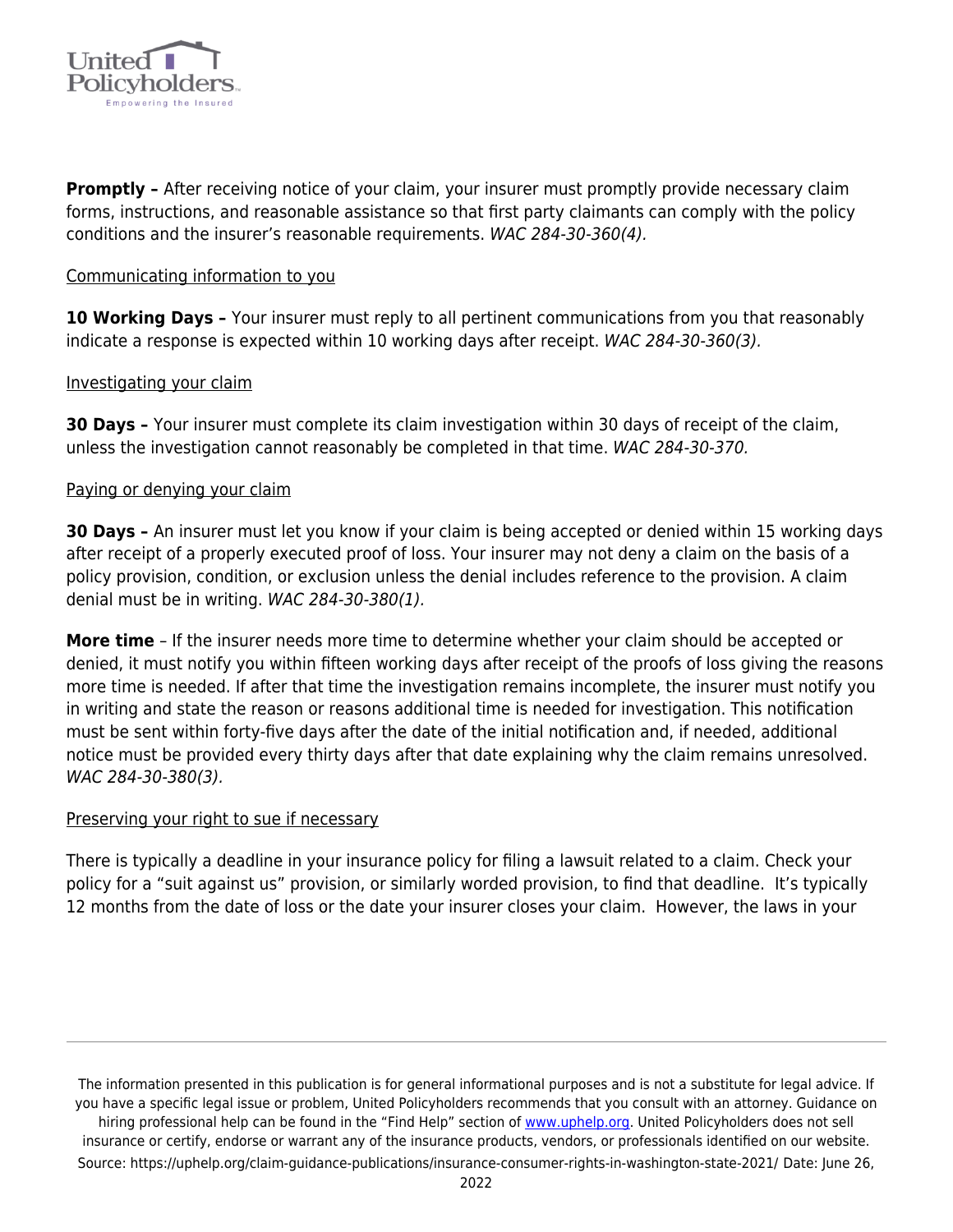**Promptly –** After receiving notice of your claim, your insurer must promptly provide necessary claim forms, instructions, and reasonable assistance so that first party claimants can comply with the policy conditions and the insurer's reasonable requirements. *WAC 284-30-360(4).*

<u>Communicating information to you</u>

**10 Working Days –** Your insurer must reply to all pertinent communications from you that reasonably indicate a response is expected within 10 working days after receipt. *WAC 284-30-360(3).*

<u>Investigating your claim</u>

**30 Days –** Your insurer must complete its claim investigation within 30 days of receipt of the claim, unless the investigation cannot reasonably be completed in that time. *WAC 284-30-370.*

<u>Paying or denying your claim</u>

**30 Days –** An insurer must let you know if your claim is being accepted or denied within 15 working days after receipt of a properly executed proof of loss. Your insurer may not deny a claim on the basis of a policy provision, condition, or exclusion unless the denial includes reference to the provision. A claim denial must be in writing. *WAC 284-30-380(1).*

**More time** – If the insurer needs more time to determine whether your claim should be accepted or denied, it must notify you within fifteen working days after receipt of the proofs of loss giving the reasons more time is needed. If after that time the investigation remains incomplete, the insurer must notify you in writing and state the reason or reasons additional time is needed for investigation. This notification must be sent within forty-five days after the date of the initial notification and, if needed, additional notice must be provided every thirty days after that date explaining why the claim remains unresolved. *WAC 284-30-380(3).*

<u>Preserving your right to sue if necessary</u>

There is typically a deadline in your insurance policy for filing a lawsuit related to a claim. Check your policy for a "suit against us" provision, or similarly worded provision, to find that deadline. It's typically 12 months from the date of loss or the date your insurer closes your claim. However, the laws in your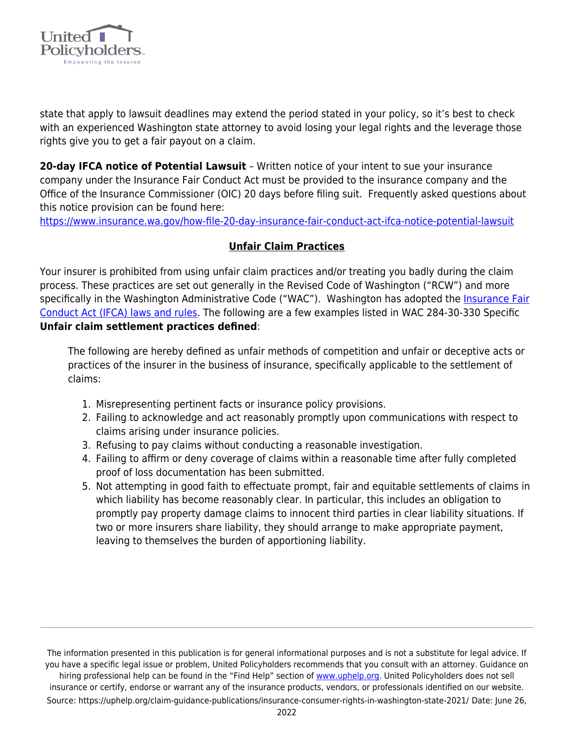state that apply to lawsuit deadlines may extend the period stated in your policy, so it's best to check with an experienced Washington state attorney to avoid losing your legal rights and the leverage those rights give you to get a fair payout on a claim.

**20-day IFCA notice of Potential Lawsuit** – Written notice of your intent to sue your insurance company under the Insurance Fair Conduct Act must be provided to the insurance company and the Office of the Insurance Commissioner (OIC) 20 days before filing suit. Frequently asked questions about this notice provision can be found here: https://www.insurance.wa.gov/how-file-20-day-insurance-fair-conduct-act-ifca-notice-potential-lawsuit

## Unfair Claim Practices

Your insurer is prohibited from using unfair claim practices and/or treating you badly during the claim process. These practices are set out generally in the Revised Code of Washington ("RCW") and more specifically in the Washington Administrative Code ("WAC"). Washington has adopted the Insurance Fair Conduct Act (IFCA) laws and rules. The following are a few examples listed in WAC 284-30-330 Specific **Unfair claim settlement practices defined**:

> The following are hereby defined as unfair methods of competition and unfair or deceptive acts or practices of the insurer in the business of insurance, specifically applicable to the settlement of claims:
>
> 1. Misrepresenting pertinent facts or insurance policy provisions.
> 2. Failing to acknowledge and act reasonably promptly upon communications with respect to claims arising under insurance policies.
> 3. Refusing to pay claims without conducting a reasonable investigation.
> 4. Failing to affirm or deny coverage of claims within a reasonable time after fully completed proof of loss documentation has been submitted.
> 5. Not attempting in good faith to effectuate prompt, fair and equitable settlements of claims in which liability has become reasonably clear. In particular, this includes an obligation to promptly pay property damage claims to innocent third parties in clear liability situations. If two or more insurers share liability, they should arrange to make appropriate payment, leaving to themselves the burden of apportioning liability.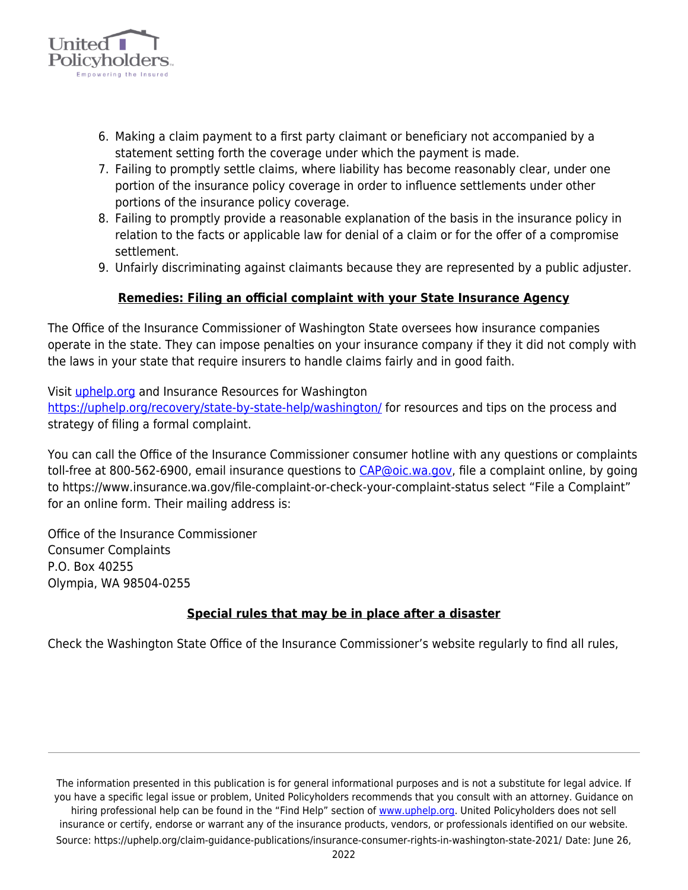6. Making a claim payment to a first party claimant or beneficiary not accompanied by a statement setting forth the coverage under which the payment is made.
7. Failing to promptly settle claims, where liability has become reasonably clear, under one portion of the insurance policy coverage in order to influence settlements under other portions of the insurance policy coverage.
8. Failing to promptly provide a reasonable explanation of the basis in the insurance policy in relation to the facts or applicable law for denial of a claim or for the offer of a compromise settlement.
9. Unfairly discriminating against claimants because they are represented by a public adjuster.

## **Remedies: Filing an official complaint with your State Insurance Agency**

The Office of the Insurance Commissioner of Washington State oversees how insurance companies operate in the state. They can impose penalties on your insurance company if they it did not comply with the laws in your state that require insurers to handle claims fairly and in good faith.

Visit [uphelp.org](https://uphelp.org) and Insurance Resources for Washington [https://uphelp.org/recovery/state-by-state-help/washington/](https://uphelp.org/recovery/state-by-state-help/washington/) for resources and tips on the process and strategy of filing a formal complaint.

You can call the Office of the Insurance Commissioner consumer hotline with any questions or complaints toll-free at 800-562-6900, email insurance questions to [CAP@oic.wa.gov](mailto:CAP@oic.wa.gov), file a complaint online, by going to https://www.insurance.wa.gov/file-complaint-or-check-your-complaint-status select "File a Complaint" for an online form. Their mailing address is:

Office of the Insurance Commissioner
Consumer Complaints
P.O. Box 40255
Olympia, WA 98504-0255

## **Special rules that may be in place after a disaster**

Check the Washington State Office of the Insurance Commissioner's website regularly to find all rules,

The information presented in this publication is for general informational purposes and is not a substitute for legal advice. If you have a specific legal issue or problem, United Policyholders recommends that you consult with an attorney. Guidance on hiring professional help can be found in the "Find Help" section of [www.uphelp.org](https://www.uphelp.org). United Policyholders does not sell insurance or certify, endorse or warrant any of the insurance products, vendors, or professionals identified on our website.
Source: https://uphelp.org/claim-guidance-publications/insurance-consumer-rights-in-washington-state-2021/ Date: June 26, 2022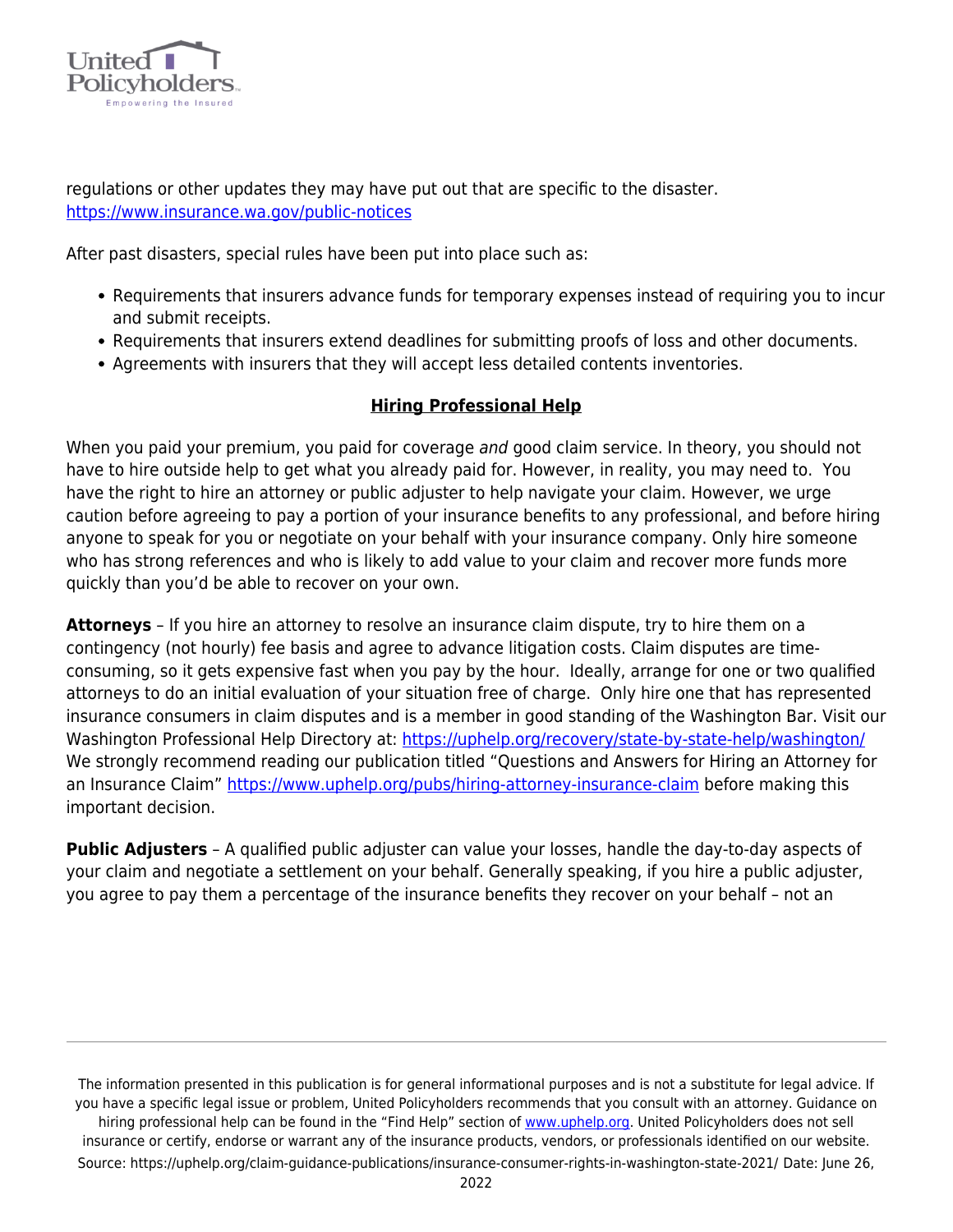regulations or other updates they may have put out that are specific to the disaster. https://www.insurance.wa.gov/public-notices

After past disasters, special rules have been put into place such as:

- Requirements that insurers advance funds for temporary expenses instead of requiring you to incur and submit receipts.
- Requirements that insurers extend deadlines for submitting proofs of loss and other documents.
- Agreements with insurers that they will accept less detailed contents inventories.

## Hiring Professional Help

When you paid your premium, you paid for coverage *and* good claim service. In theory, you should not have to hire outside help to get what you already paid for. However, in reality, you may need to. You have the right to hire an attorney or public adjuster to help navigate your claim. However, we urge caution before agreeing to pay a portion of your insurance benefits to any professional, and before hiring anyone to speak for you or negotiate on your behalf with your insurance company. Only hire someone who has strong references and who is likely to add value to your claim and recover more funds more quickly than you'd be able to recover on your own.

**Attorneys** – If you hire an attorney to resolve an insurance claim dispute, try to hire them on a contingency (not hourly) fee basis and agree to advance litigation costs. Claim disputes are time-consuming, so it gets expensive fast when you pay by the hour. Ideally, arrange for one or two qualified attorneys to do an initial evaluation of your situation free of charge. Only hire one that has represented insurance consumers in claim disputes and is a member in good standing of the Washington Bar. Visit our Washington Professional Help Directory at: https://uphelp.org/recovery/state-by-state-help/washington/ We strongly recommend reading our publication titled "Questions and Answers for Hiring an Attorney for an Insurance Claim" https://www.uphelp.org/pubs/hiring-attorney-insurance-claim before making this important decision.

**Public Adjusters** – A qualified public adjuster can value your losses, handle the day-to-day aspects of your claim and negotiate a settlement on your behalf. Generally speaking, if you hire a public adjuster, you agree to pay them a percentage of the insurance benefits they recover on your behalf – not an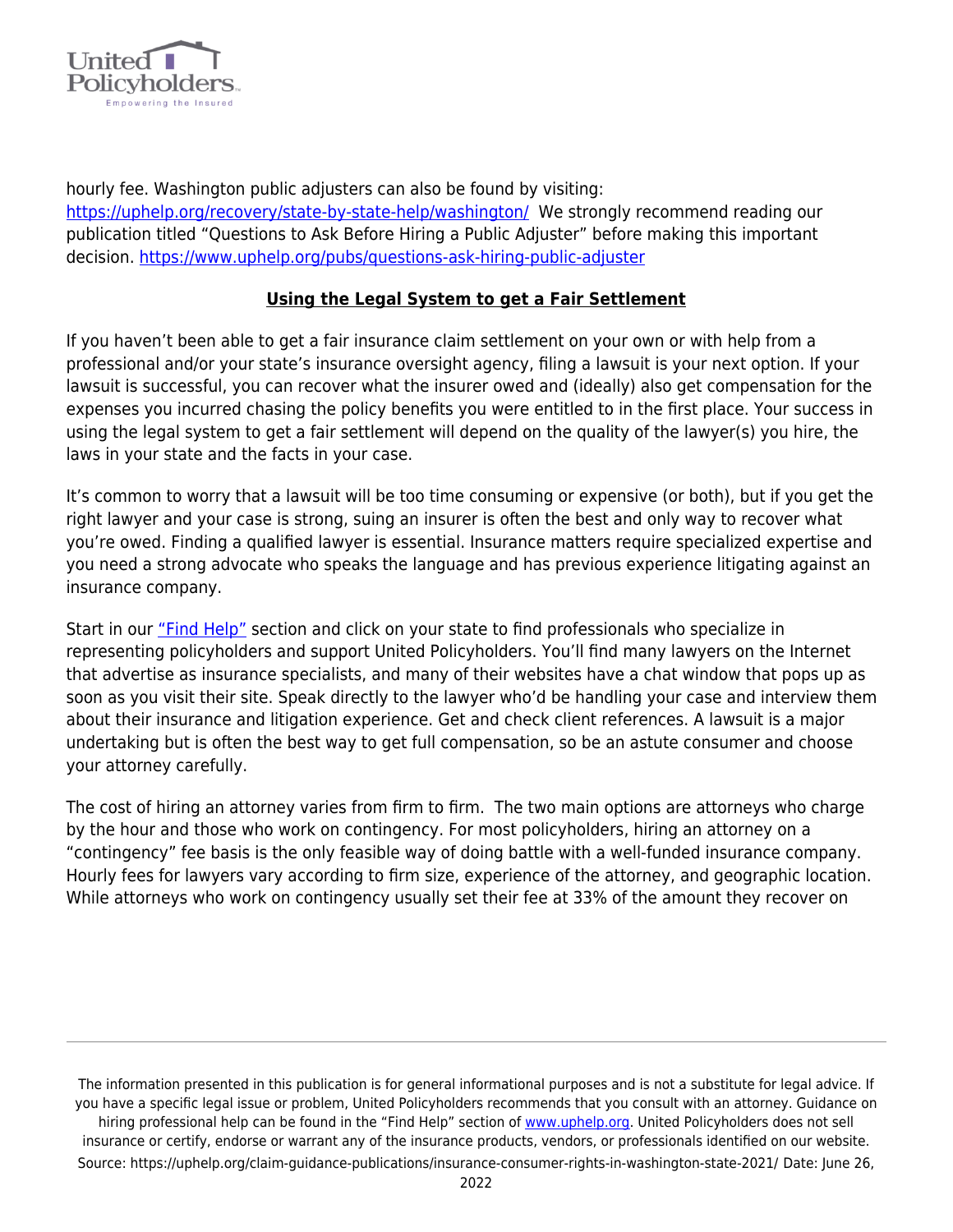hourly fee. Washington public adjusters can also be found by visiting: https://uphelp.org/recovery/state-by-state-help/washington/ We strongly recommend reading our publication titled "Questions to Ask Before Hiring a Public Adjuster" before making this important decision. https://www.uphelp.org/pubs/questions-ask-hiring-public-adjuster

## Using the Legal System to get a Fair Settlement

If you haven't been able to get a fair insurance claim settlement on your own or with help from a professional and/or your state's insurance oversight agency, filing a lawsuit is your next option. If your lawsuit is successful, you can recover what the insurer owed and (ideally) also get compensation for the expenses you incurred chasing the policy benefits you were entitled to in the first place. Your success in using the legal system to get a fair settlement will depend on the quality of the lawyer(s) you hire, the laws in your state and the facts in your case.

It's common to worry that a lawsuit will be too time consuming or expensive (or both), but if you get the right lawyer and your case is strong, suing an insurer is often the best and only way to recover what you're owed. Finding a qualified lawyer is essential. Insurance matters require specialized expertise and you need a strong advocate who speaks the language and has previous experience litigating against an insurance company.

Start in our "Find Help" section and click on your state to find professionals who specialize in representing policyholders and support United Policyholders. You'll find many lawyers on the Internet that advertise as insurance specialists, and many of their websites have a chat window that pops up as soon as you visit their site. Speak directly to the lawyer who'd be handling your case and interview them about their insurance and litigation experience. Get and check client references. A lawsuit is a major undertaking but is often the best way to get full compensation, so be an astute consumer and choose your attorney carefully.

The cost of hiring an attorney varies from firm to firm. The two main options are attorneys who charge by the hour and those who work on contingency. For most policyholders, hiring an attorney on a "contingency" fee basis is the only feasible way of doing battle with a well-funded insurance company. Hourly fees for lawyers vary according to firm size, experience of the attorney, and geographic location. While attorneys who work on contingency usually set their fee at 33% of the amount they recover on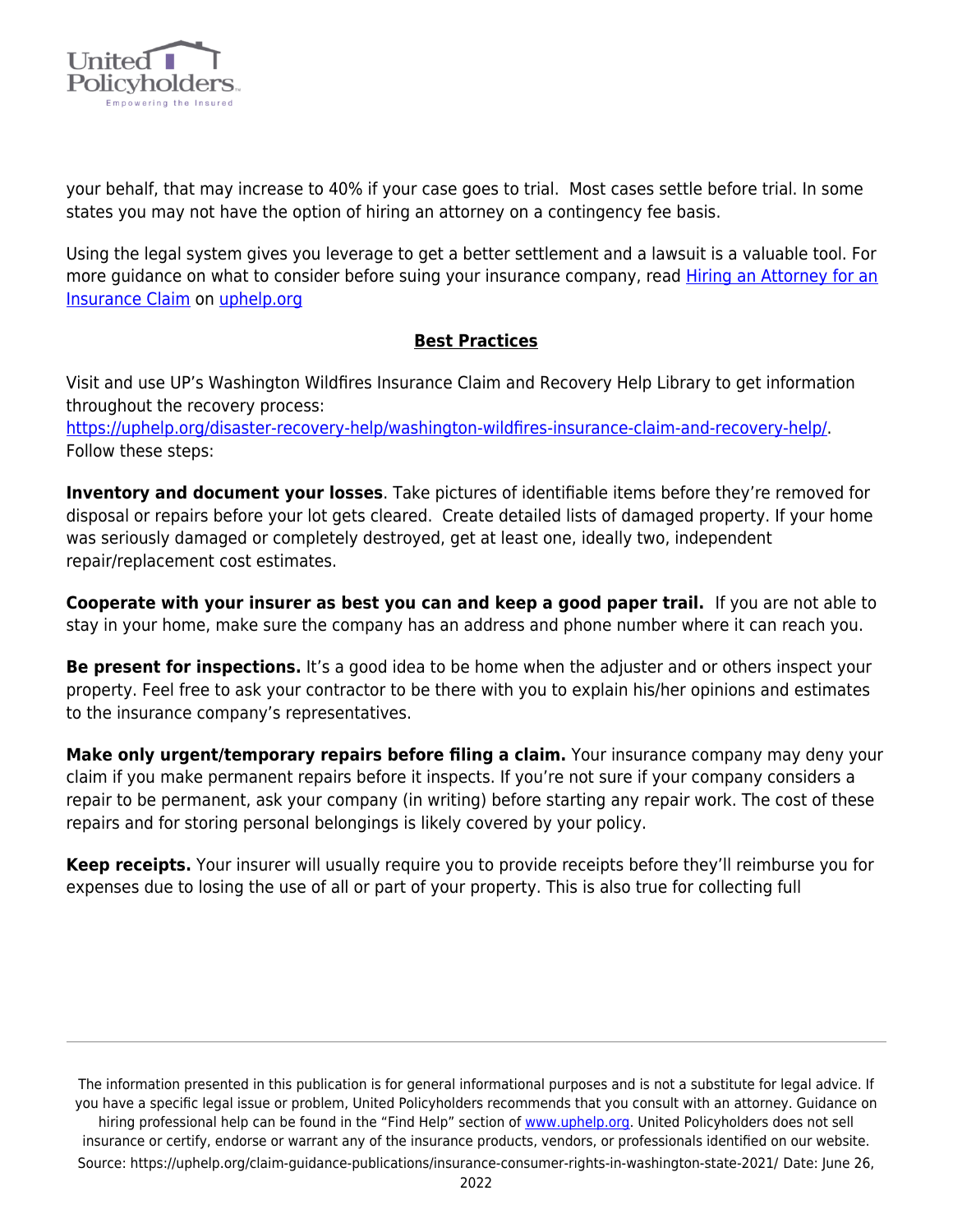your behalf, that may increase to 40% if your case goes to trial. Most cases settle before trial. In some states you may not have the option of hiring an attorney on a contingency fee basis.

Using the legal system gives you leverage to get a better settlement and a lawsuit is a valuable tool. For more guidance on what to consider before suing your insurance company, read [Hiring an Attorney for an Insurance Claim](#) on [uphelp.org](https://uphelp.org)

## Best Practices

Visit and use UP's Washington Wildfires Insurance Claim and Recovery Help Library to get information throughout the recovery process: [https://uphelp.org/disaster-recovery-help/washington-wildfires-insurance-claim-and-recovery-help/](https://uphelp.org/disaster-recovery-help/washington-wildfires-insurance-claim-and-recovery-help/). Follow these steps:

**Inventory and document your losses**. Take pictures of identifiable items before they're removed for disposal or repairs before your lot gets cleared. Create detailed lists of damaged property. If your home was seriously damaged or completely destroyed, get at least one, ideally two, independent repair/replacement cost estimates.

**Cooperate with your insurer as best you can and keep a good paper trail.** If you are not able to stay in your home, make sure the company has an address and phone number where it can reach you.

**Be present for inspections.** It's a good idea to be home when the adjuster and or others inspect your property. Feel free to ask your contractor to be there with you to explain his/her opinions and estimates to the insurance company's representatives.

**Make only urgent/temporary repairs before filing a claim.** Your insurance company may deny your claim if you make permanent repairs before it inspects. If you're not sure if your company considers a repair to be permanent, ask your company (in writing) before starting any repair work. The cost of these repairs and for storing personal belongings is likely covered by your policy.

**Keep receipts.** Your insurer will usually require you to provide receipts before they'll reimburse you for expenses due to losing the use of all or part of your property. This is also true for collecting full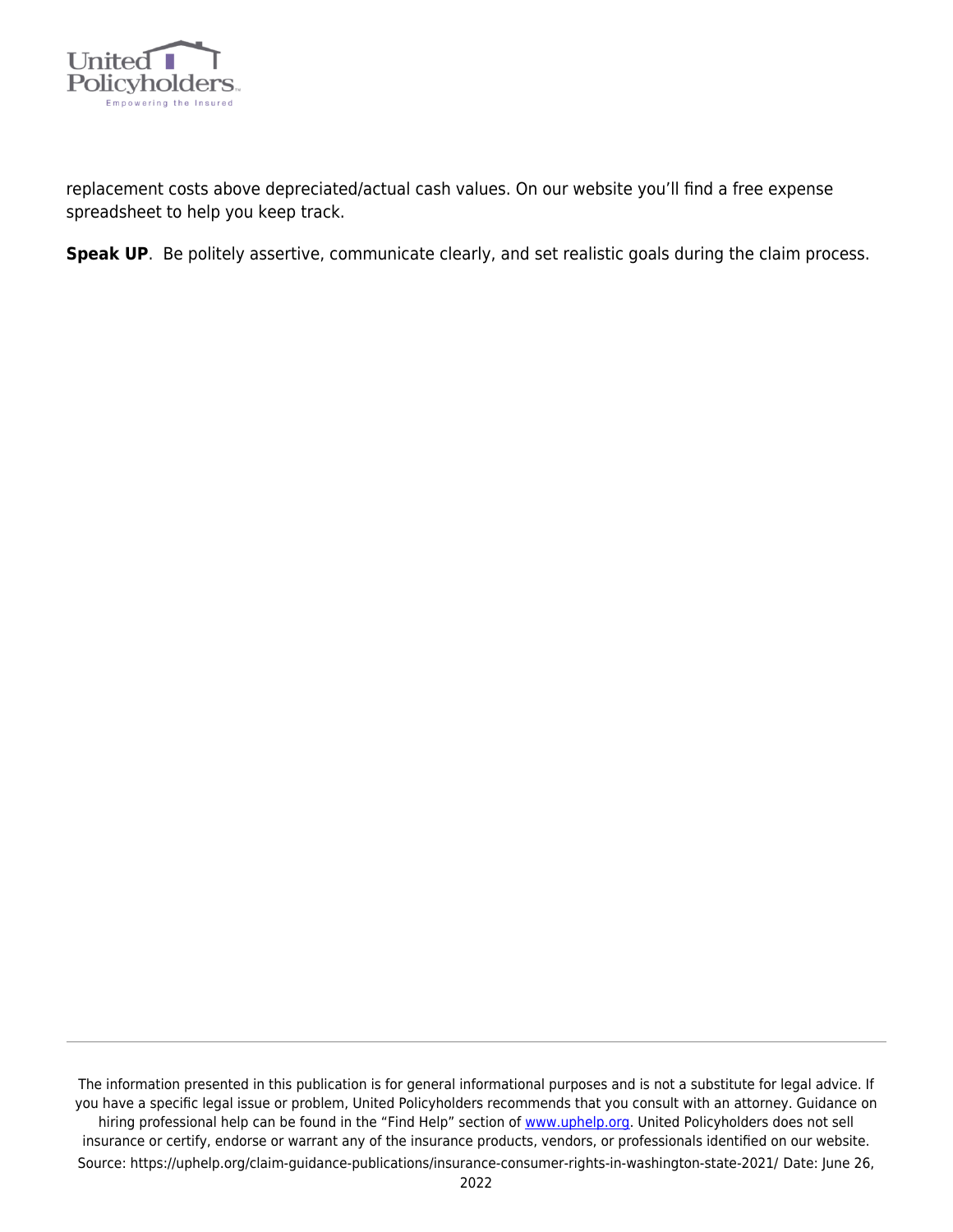replacement costs above depreciated/actual cash values. On our website you'll find a free expense spreadsheet to help you keep track.

**Speak UP**. Be politely assertive, communicate clearly, and set realistic goals during the claim process.